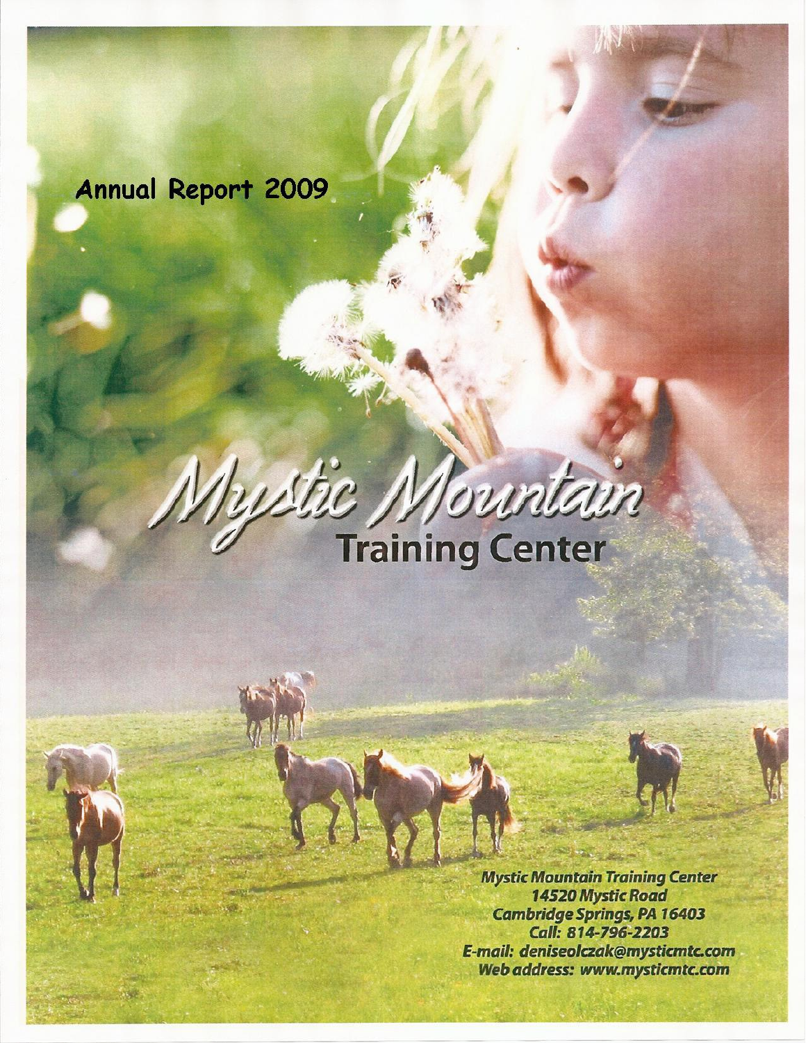# Annual Report 2009

# Mystic Mountain Training Center

**Mystic Mountain Training Center**
**14520 Mystic Road**
**Cambridge Springs, PA 16403**
**Call: 814-796-2203**
**E-mail: deniseolczak@mysticmtc.com**
**Web address: www.mysticmtc.com**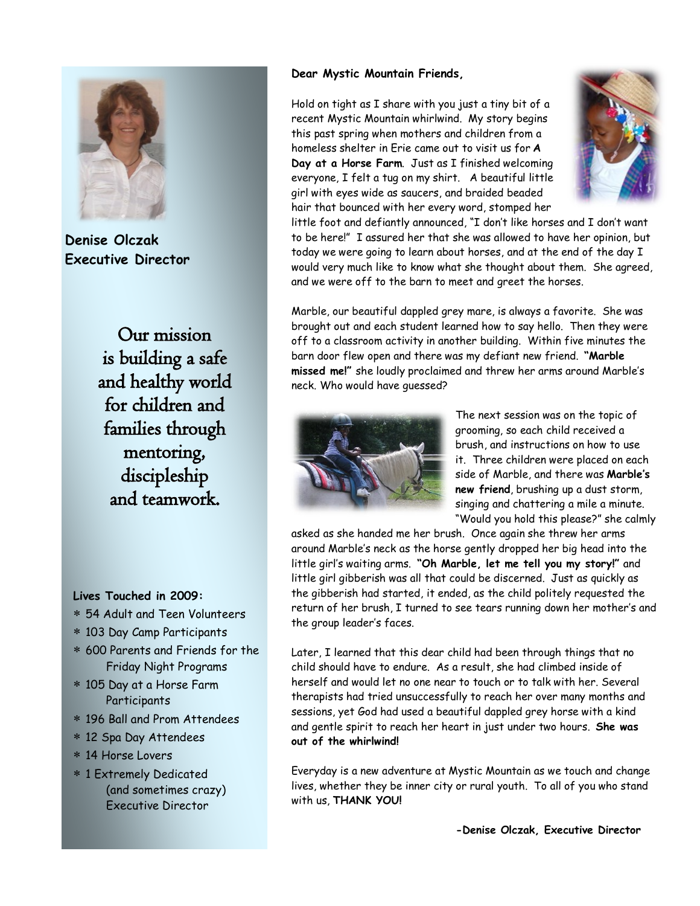**Denise Olczak**
**Executive Director**

Our mission is building a safe and healthy world for children and families through mentoring, discipleship and teamwork.

**Lives Touched in 2009:**

* 54 Adult and Teen Volunteers
* 103 Day Camp Participants
* 600 Parents and Friends for the Friday Night Programs
* 105 Day at a Horse Farm Participants
* 196 Ball and Prom Attendees
* 12 Spa Day Attendees
* 14 Horse Lovers
* 1 Extremely Dedicated (and sometimes crazy) Executive Director

**Dear Mystic Mountain Friends,**

Hold on tight as I share with you just a tiny bit of a recent Mystic Mountain whirlwind. My story begins this past spring when mothers and children from a homeless shelter in Erie came out to visit us for **A Day at a Horse Farm**. Just as I finished welcoming everyone, I felt a tug on my shirt. A beautiful little girl with eyes wide as saucers, and braided beaded hair that bounced with her every word, stomped her little foot and defiantly announced, "I don't like horses and I don't want to be here!" I assured her that she was allowed to have her opinion, but today we were going to learn about horses, and at the end of the day I would very much like to know what she thought about them. She agreed, and we were off to the barn to meet and greet the horses.

Marble, our beautiful dappled grey mare, is always a favorite. She was brought out and each student learned how to say hello. Then they were off to a classroom activity in another building. Within five minutes the barn door flew open and there was my defiant new friend. **"Marble missed me!"** she loudly proclaimed and threw her arms around Marble's neck. Who would have guessed?

The next session was on the topic of grooming, so each child received a brush, and instructions on how to use it. Three children were placed on each side of Marble, and there was **Marble's new friend**, brushing up a dust storm, singing and chattering a mile a minute. "Would you hold this please?" she calmly asked as she handed me her brush. Once again she threw her arms around Marble's neck as the horse gently dropped her big head into the little girl's waiting arms. **"Oh Marble, let me tell you my story!"** and little girl gibberish was all that could be discerned. Just as quickly as the gibberish had started, it ended, as the child politely requested the return of her brush, I turned to see tears running down her mother's and the group leader's faces.

Later, I learned that this dear child had been through things that no child should have to endure. As a result, she had climbed inside of herself and would let no one near to touch or to talk with her. Several therapists had tried unsuccessfully to reach her over many months and sessions, yet God had used a beautiful dappled grey horse with a kind and gentle spirit to reach her heart in just under two hours. **She was out of the whirlwind!**

Everyday is a new adventure at Mystic Mountain as we touch and change lives, whether they be inner city or rural youth. To all of you who stand with us, **THANK YOU!**

**-Denise Olczak, Executive Director**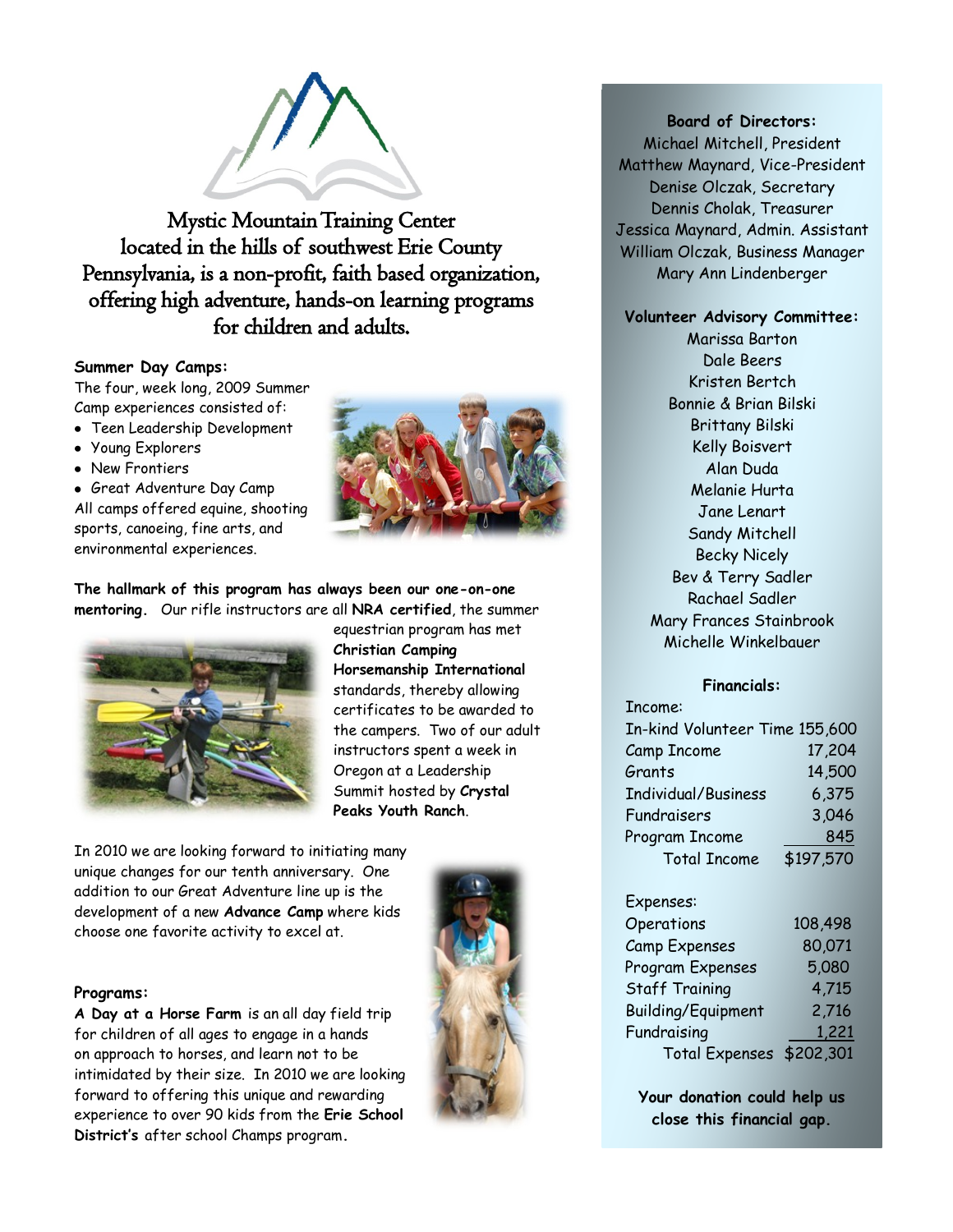# Mystic Mountain Training Center located in the hills of southwest Erie County Pennsylvania, is a non-profit, faith based organization, offering high adventure, hands-on learning programs for children and adults.

**Summer Day Camps:**

The four, week long, 2009 Summer Camp experiences consisted of:

- Teen Leadership Development
- Young Explorers
- New Frontiers
- Great Adventure Day Camp

All camps offered equine, shooting sports, canoeing, fine arts, and environmental experiences.

**The hallmark of this program has always been our one-on-one mentoring.** Our rifle instructors are all **NRA certified**, the summer equestrian program has met **Christian Camping Horsemanship International** standards, thereby allowing certificates to be awarded to the campers. Two of our adult instructors spent a week in Oregon at a Leadership Summit hosted by **Crystal Peaks Youth Ranch**.

In 2010 we are looking forward to initiating many unique changes for our tenth anniversary. One addition to our Great Adventure line up is the development of a new **Advance Camp** where kids choose one favorite activity to excel at.

**Programs:**

**A Day at a Horse Farm** is an all day field trip for children of all ages to engage in a hands on approach to horses, and learn not to be intimidated by their size. In 2010 we are looking forward to offering this unique and rewarding experience to over 90 kids from the **Erie School District's** after school Champs program.

**Board of Directors:**

Michael Mitchell, President
Matthew Maynard, Vice-President
Denise Olczak, Secretary
Dennis Cholak, Treasurer
Jessica Maynard, Admin. Assistant
William Olczak, Business Manager
Mary Ann Lindenberger

**Volunteer Advisory Committee:**

Marissa Barton
Dale Beers
Kristen Bertch
Bonnie & Brian Bilski
Brittany Bilski
Kelly Boisvert
Alan Duda
Melanie Hurta
Jane Lenart
Sandy Mitchell
Becky Nicely
Bev & Terry Sadler
Rachael Sadler
Mary Frances Stainbrook
Michelle Winkelbauer

**Financials:**

| Income: | |
|---|---|
| In-kind Volunteer Time | 155,600 |
| Camp Income | 17,204 |
| Grants | 14,500 |
| Individual/Business | 6,375 |
| Fundraisers | 3,046 |
| Program Income | 845 |
| Total Income | $197,570 |

| Expenses: | |
|---|---|
| Operations | 108,498 |
| Camp Expenses | 80,071 |
| Program Expenses | 5,080 |
| Staff Training | 4,715 |
| Building/Equipment | 2,716 |
| Fundraising | 1,221 |
| Total Expenses | $202,301 |

**Your donation could help us close this financial gap.**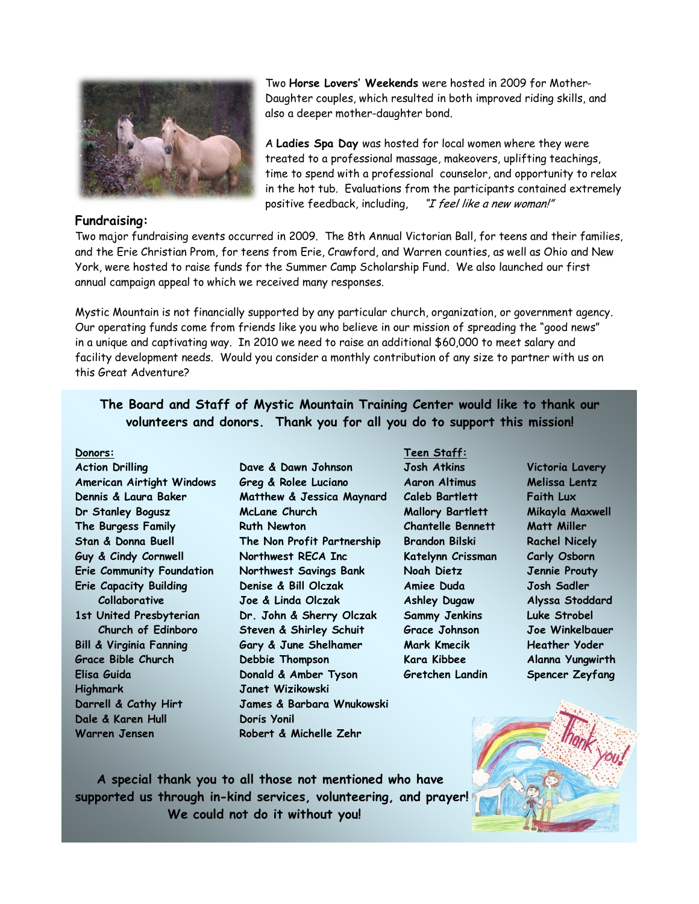Two **Horse Lovers' Weekends** were hosted in 2009 for Mother-Daughter couples, which resulted in both improved riding skills, and also a deeper mother-daughter bond.

A **Ladies Spa Day** was hosted for local women where they were treated to a professional massage, makeovers, uplifting teachings, time to spend with a professional counselor, and opportunity to relax in the hot tub. Evaluations from the participants contained extremely positive feedback, including, *"I feel like a new woman!"*

## Fundraising:

Two major fundraising events occurred in 2009. The 8th Annual Victorian Ball, for teens and their families, and the Erie Christian Prom, for teens from Erie, Crawford, and Warren counties, as well as Ohio and New York, were hosted to raise funds for the Summer Camp Scholarship Fund. We also launched our first annual campaign appeal to which we received many responses.

Mystic Mountain is not financially supported by any particular church, organization, or government agency. Our operating funds come from friends like you who believe in our mission of spreading the "good news" in a unique and captivating way. In 2010 we need to raise an additional $60,000 to meet salary and facility development needs. Would you consider a monthly contribution of any size to partner with us on this Great Adventure?

**The Board and Staff of Mystic Mountain Training Center would like to thank our volunteers and donors. Thank you for all you do to support this mission!**

**Donors:**

- Action Drilling
- American Airtight Windows
- Dennis & Laura Baker
- Dr Stanley Bogusz
- The Burgess Family
- Stan & Donna Buell
- Guy & Cindy Cornwell
- Erie Community Foundation
- Erie Capacity Building Collaborative
- 1st United Presbyterian Church of Edinboro
- Bill & Virginia Fanning
- Grace Bible Church
- Elisa Guida
- Highmark
- Darrell & Cathy Hirt
- Dale & Karen Hull
- Warren Jensen
- Dave & Dawn Johnson
- Greg & Rolee Luciano
- Matthew & Jessica Maynard
- McLane Church
- Ruth Newton
- The Non Profit Partnership
- Northwest RECA Inc
- Northwest Savings Bank
- Denise & Bill Olczak
- Joe & Linda Olczak
- Dr. John & Sherry Olczak
- Steven & Shirley Schuit
- Gary & June Shelhamer
- Debbie Thompson
- Donald & Amber Tyson
- Janet Wizikowski
- James & Barbara Wnukowski
- Doris Yonil
- Robert & Michelle Zehr

**Teen Staff:**

- Josh Atkins
- Aaron Altimus
- Caleb Bartlett
- Mallory Bartlett
- Chantelle Bennett
- Brandon Bilski
- Katelynn Crissman
- Noah Dietz
- Amiee Duda
- Ashley Dugaw
- Sammy Jenkins
- Grace Johnson
- Mark Kmecik
- Kara Kibbee
- Gretchen Landin
- Victoria Lavery
- Melissa Lentz
- Faith Lux
- Mikayla Maxwell
- Matt Miller
- Rachel Nicely
- Carly Osborn
- Jennie Prouty
- Josh Sadler
- Alyssa Stoddard
- Luke Strobel
- Joe Winkelbauer
- Heather Yoder
- Alanna Yungwirth
- Spencer Zeyfang

**A special thank you to all those not mentioned who have supported us through in-kind services, volunteering, and prayer! We could not do it without you!**